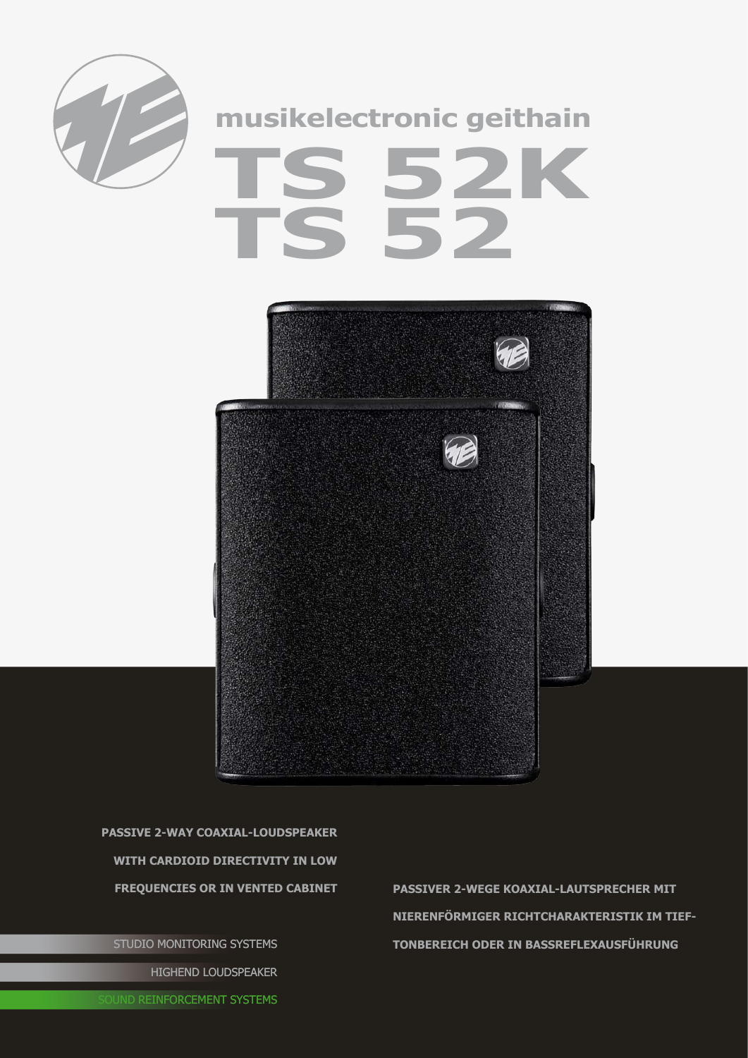musikelectronic geithain

# TS 52K
# TS 52

**PASSIVE 2-WAY COAXIAL-LOUDSPEAKER WITH CARDIOID DIRECTIVITY IN LOW FREQUENCIES OR IN VENTED CABINET**

**PASSIVER 2-WEGE KOAXIAL-LAUTSPRECHER MIT NIERENFÖRMIGER RICHTCHARAKTERISTIK IM TIEFTONBEREICH ODER IN BASSREFLEXAUSFÜHRUNG**

STUDIO MONITORING SYSTEMS

HIGHEND LOUDSPEAKER

SOUND REINFORCEMENT SYSTEMS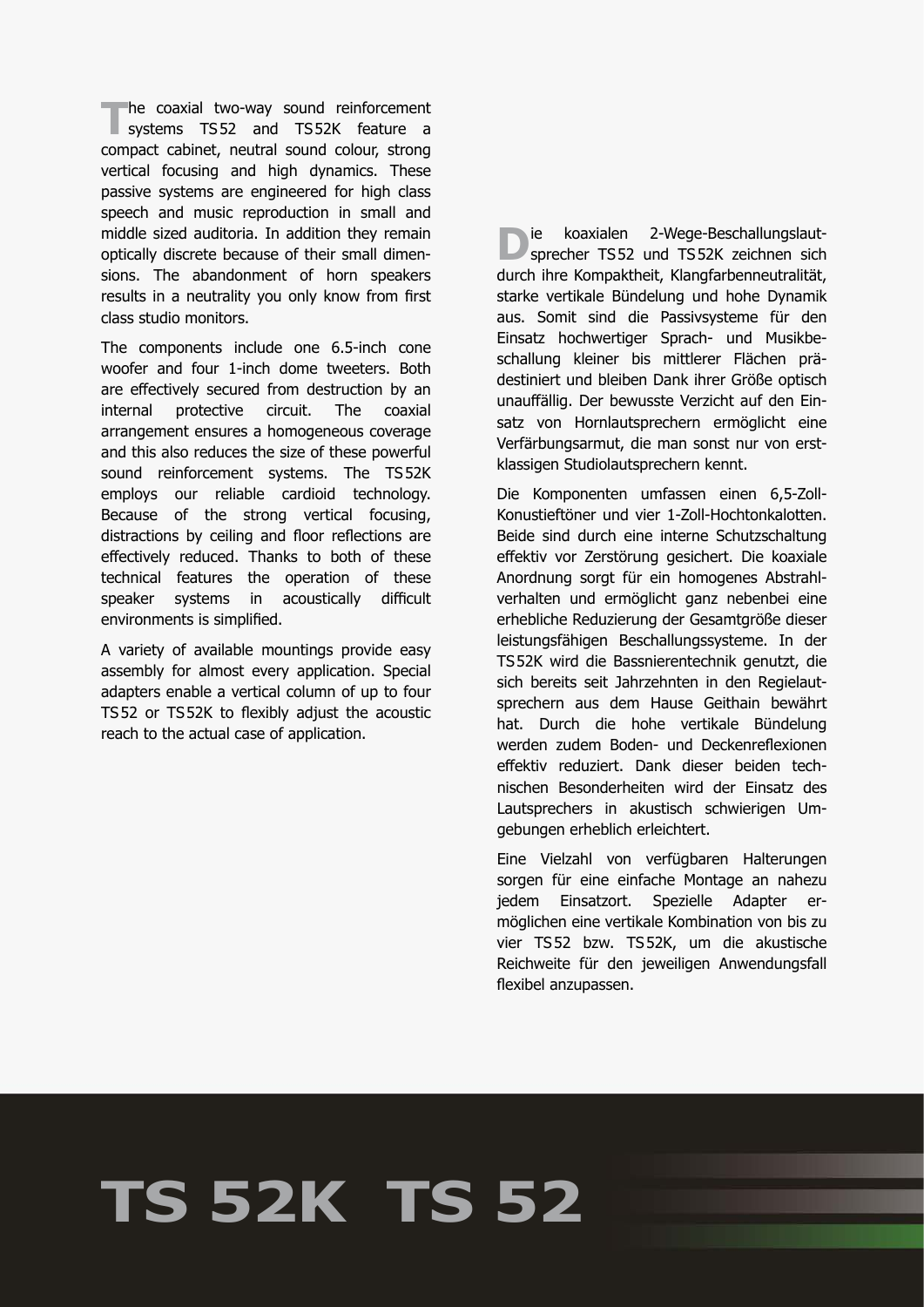The coaxial two-way sound reinforcement systems TS52 and TS52K feature a compact cabinet, neutral sound colour, strong vertical focusing and high dynamics. These passive systems are engineered for high class speech and music reproduction in small and middle sized auditoria. In addition they remain optically discrete because of their small dimensions. The abandonment of horn speakers results in a neutrality you only know from first class studio monitors.

The components include one 6.5-inch cone woofer and four 1-inch dome tweeters. Both are effectively secured from destruction by an internal protective circuit. The coaxial arrangement ensures a homogeneous coverage and this also reduces the size of these powerful sound reinforcement systems. The TS52K employs our reliable cardioid technology. Because of the strong vertical focusing, distractions by ceiling and floor reflections are effectively reduced. Thanks to both of these technical features the operation of these speaker systems in acoustically difficult environments is simplified.

A variety of available mountings provide easy assembly for almost every application. Special adapters enable a vertical column of up to four TS52 or TS52K to flexibly adjust the acoustic reach to the actual case of application.

Die koaxialen 2-Wege-Beschallungslautsprecher TS52 und TS52K zeichnen sich durch ihre Kompaktheit, Klangfarbenneutralität, starke vertikale Bündelung und hohe Dynamik aus. Somit sind die Passivsysteme für den Einsatz hochwertiger Sprach- und Musikbeschallung kleiner bis mittlerer Flächen prädestiniert und bleiben Dank ihrer Größe optisch unauffällig. Der bewusste Verzicht auf den Einsatz von Hornlautsprechern ermöglicht eine Verfärbungsarmut, die man sonst nur von erstklassigen Studiolautsprechern kennt.

Die Komponenten umfassen einen 6,5-Zoll-Konustieftöner und vier 1-Zoll-Hochtonkalotten. Beide sind durch eine interne Schutzschaltung effektiv vor Zerstörung gesichert. Die koaxiale Anordnung sorgt für ein homogenes Abstrahlverhalten und ermöglicht ganz nebenbei eine erhebliche Reduzierung der Gesamtgröße dieser leistungsfähigen Beschallungssysteme. In der TS52K wird die Bassnierentechnik genutzt, die sich bereits seit Jahrzehnten in den Regielautsprechern aus dem Hause Geithain bewährt hat. Durch die hohe vertikale Bündelung werden zudem Boden- und Deckenreflexionen effektiv reduziert. Dank dieser beiden technischen Besonderheiten wird der Einsatz des Lautsprechers in akustisch schwierigen Umgebungen erheblich erleichtert.

Eine Vielzahl von verfügbaren Halterungen sorgen für eine einfache Montage an nahezu jedem Einsatzort. Spezielle Adapter ermöglichen eine vertikale Kombination von bis zu vier TS52 bzw. TS52K, um die akustische Reichweite für den jeweiligen Anwendungsfall flexibel anzupassen.

# TS 52K TS 52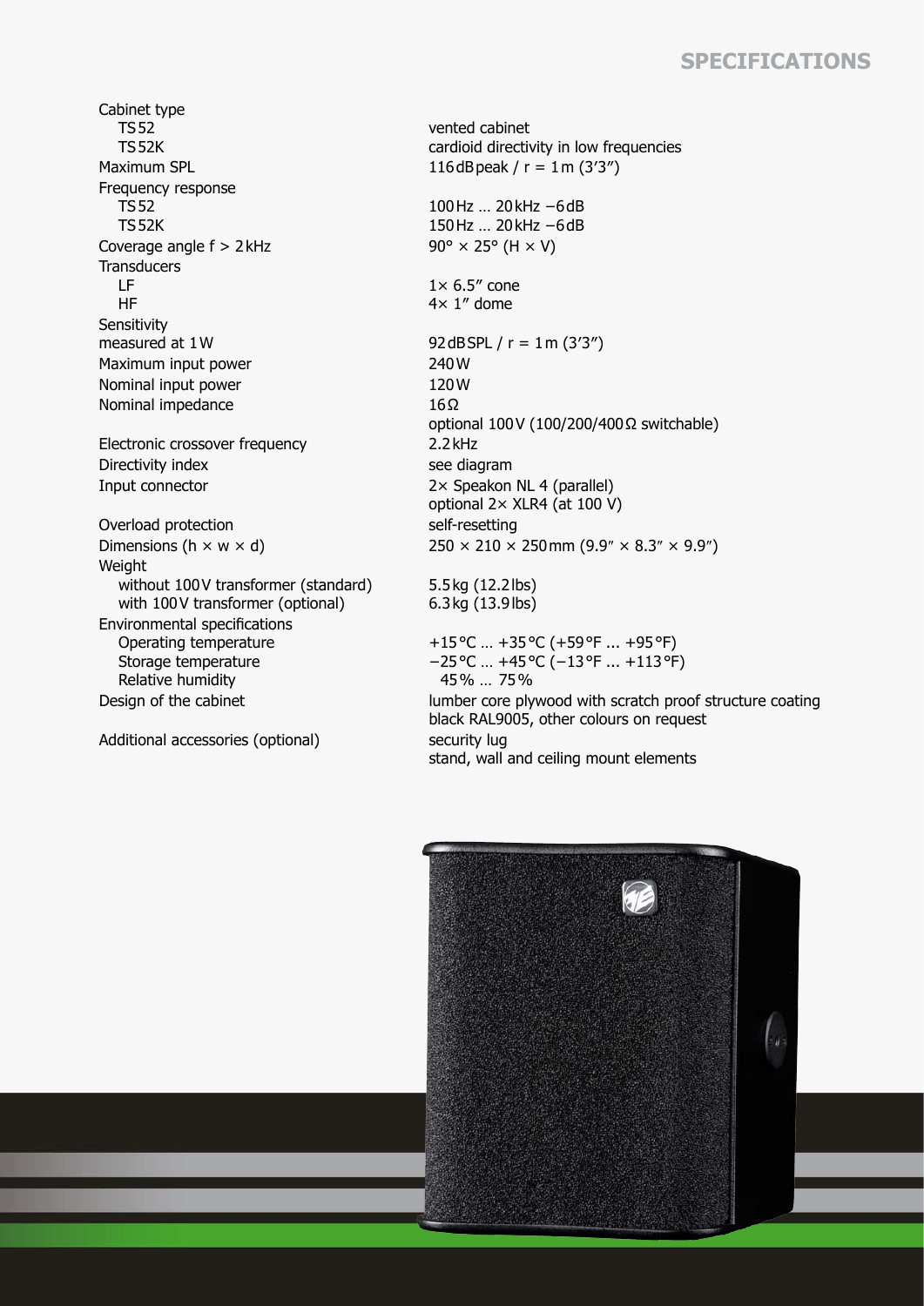## SPECIFICATIONS

| | |
|---|---|
| Cabinet type | |
| TS 52 | vented cabinet |
| TS 52K | cardioid directivity in low frequencies |
| Maximum SPL | 116 dB peak / r = 1 m (3′3″) |
| Frequency response | |
| TS 52 | 100 Hz … 20 kHz −6 dB |
| TS 52K | 150 Hz … 20 kHz −6 dB |
| Coverage angle f > 2 kHz | 90° × 25° (H × V) |
| Transducers | |
| LF | 1× 6.5″ cone |
| HF | 4× 1″ dome |
| Sensitivity measured at 1 W | 92 dB SPL / r = 1 m (3′3″) |
| Maximum input power | 240 W |
| Nominal input power | 120 W |
| Nominal impedance | 16 Ω<br>optional 100 V (100/200/400 Ω switchable) |
| Electronic crossover frequency | 2.2 kHz |
| Directivity index | see diagram |
| Input connector | 2× Speakon NL 4 (parallel)<br>optional 2× XLR4 (at 100 V) |
| Overload protection | self-resetting |
| Dimensions (h × w × d) | 250 × 210 × 250 mm (9.9″ × 8.3″ × 9.9″) |
| Weight | |
| without 100 V transformer (standard) | 5.5 kg (12.2 lbs) |
| with 100 V transformer (optional) | 6.3 kg (13.9 lbs) |
| Environmental specifications | |
| Operating temperature | +15 °C … +35 °C (+59 °F ... +95 °F) |
| Storage temperature | −25 °C … +45 °C (−13 °F ... +113 °F) |
| Relative humidity | 45 % … 75 % |
| Design of the cabinet | lumber core plywood with scratch proof structure coating<br>black RAL9005, other colours on request |
| Additional accessories (optional) | security lug<br>stand, wall and ceiling mount elements |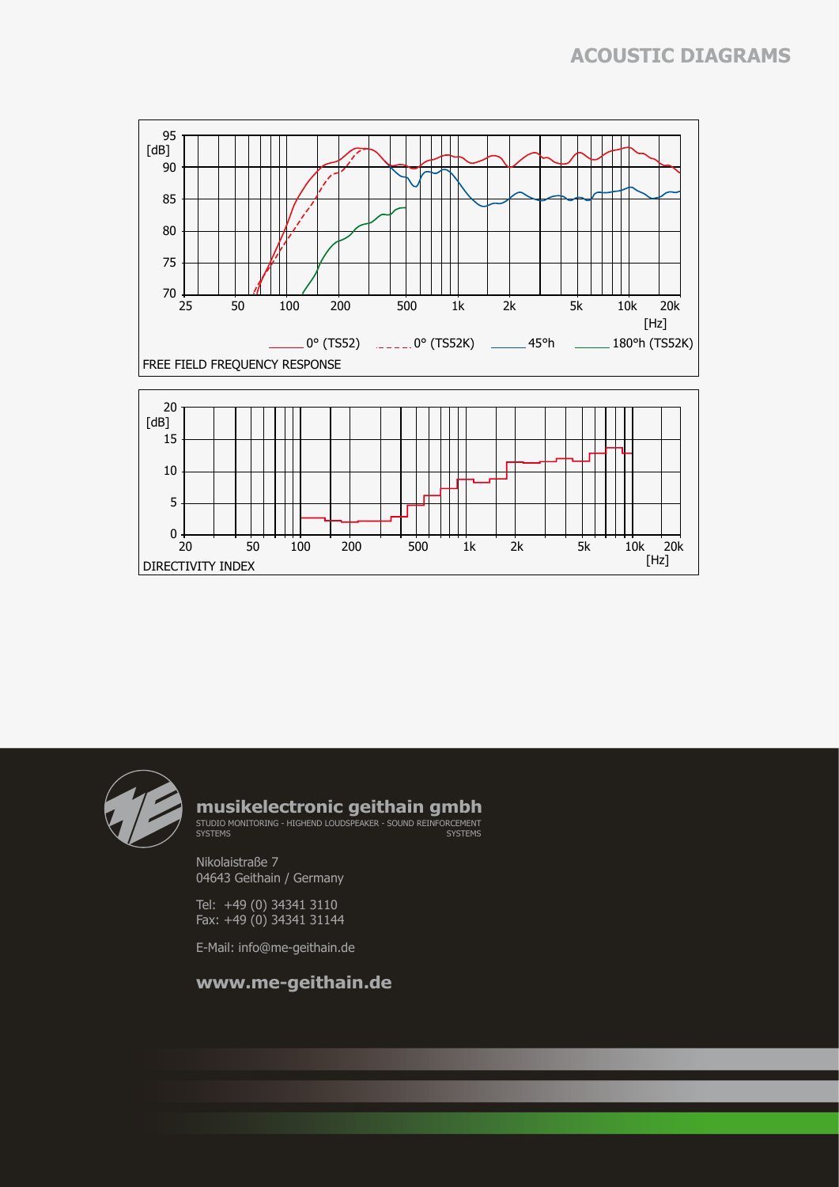# ACOUSTIC DIAGRAMS

95
[dB]
90
85
80
75
70
25 50 100 200 500 1k 2k 5k 10k 20k
[Hz]

0° (TS52) 0° (TS52K) 45°h 180°h (TS52K)

FREE FIELD FREQUENCY RESPONSE

20
[dB]
15
10
5
0
20 50 100 200 500 1k 2k 5k 10k 20k
[Hz]

DIRECTIVITY INDEX

**musikelectronic geithain gmbh**
STUDIO MONITORING - HIGHEND LOUDSPEAKER - SOUND REINFORCEMENT SYSTEMS

Nikolaistraße 7
04643 Geithain / Germany

Tel: +49 (0) 34341 3110
Fax: +49 (0) 34341 31144

E-Mail: info@me-geithain.de

**www.me-geithain.de**